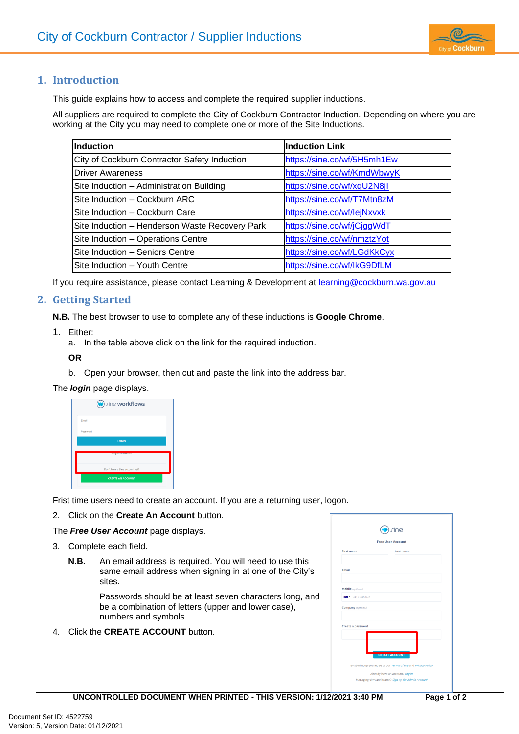# City of Cockburn Contractor / Supplier Inductions

## 1. Introduction

This guide explains how to access and complete the required supplier inductions.

All suppliers are required to complete the City of Cockburn Contractor Induction. Depending on where you are working at the City you may need to complete one or more of the Site Inductions.

| Induction | Induction Link |
|---|---|
| City of Cockburn Contractor Safety Induction | https://sine.co/wf/5H5mh1Ew |
| Driver Awareness | https://sine.co/wf/KmdWbwyK |
| Site Induction – Administration Building | https://sine.co/wf/xqU2N8jl |
| Site Induction – Cockburn ARC | https://sine.co/wf/T7Mtn8zM |
| Site Induction – Cockburn Care | https://sine.co/wf/lejNxvxk |
| Site Induction – Henderson Waste Recovery Park | https://sine.co/wf/jCjggWdT |
| Site Induction – Operations Centre | https://sine.co/wf/nmztzYot |
| Site Induction – Seniors Centre | https://sine.co/wf/LGdKkCyx |
| Site Induction – Youth Centre | https://sine.co/wf/lkG9DfLM |

If you require assistance, please contact Learning & Development at learning@cockburn.wa.gov.au

## 2. Getting Started

**N.B.** The best browser to use to complete any of these inductions is **Google Chrome**.

1. Either:
   a. In the table above click on the link for the required induction.

   **OR**

   b. Open your browser, then cut and paste the link into the address bar.

The ***login*** page displays.

Frist time users need to create an account. If you are a returning user, logon.

2. Click on the **Create An Account** button.

The ***Free User Account*** page displays.

3. Complete each field.

   **N.B.** An email address is required. You will need to use this same email address when signing in at one of the City's sites.

   Passwords should be at least seven characters long, and be a combination of letters (upper and lower case), numbers and symbols.

4. Click the **CREATE ACCOUNT** button.

Document Set ID: 4522759
Version: 5, Version Date: 01/12/2021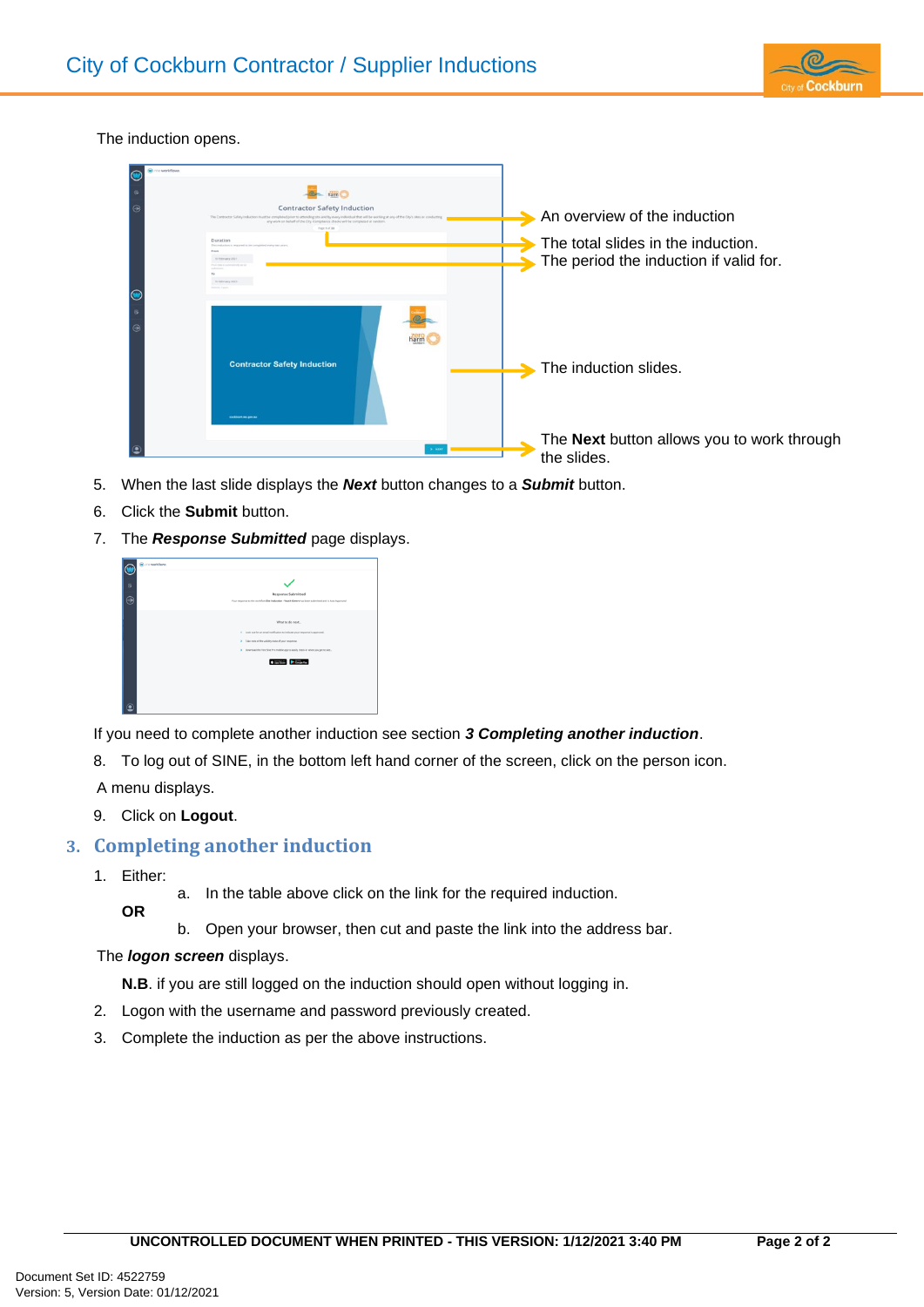The induction opens.

An overview of the induction

The total slides in the induction.
The period the induction if valid for.

The induction slides.

The **Next** button allows you to work through the slides.

5. When the last slide displays the ***Next*** button changes to a ***Submit*** button.
6. Click the **Submit** button.
7. The ***Response Submitted*** page displays.

If you need to complete another induction see section ***3 Completing another induction***.

8. To log out of SINE, in the bottom left hand corner of the screen, click on the person icon.

A menu displays.

9. Click on **Logout**.

## 3. Completing another induction

1. Either:
   a. In the table above click on the link for the required induction.

   **OR**

   b. Open your browser, then cut and paste the link into the address bar.

The ***logon screen*** displays.

**N.B**. if you are still logged on the induction should open without logging in.

2. Logon with the username and password previously created.
3. Complete the induction as per the above instructions.